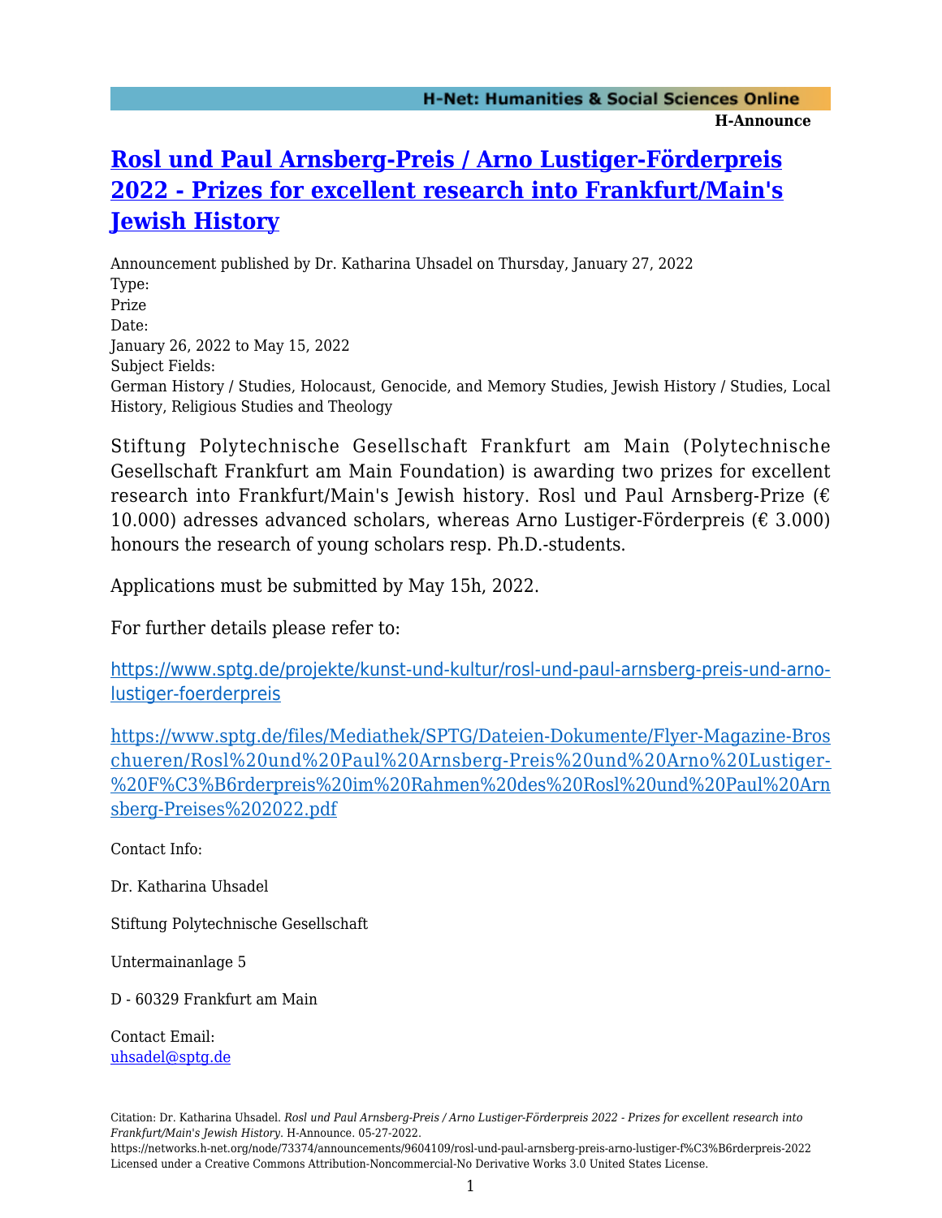# [Rosl und Paul Arnsberg-Preis / Arno Lustiger-Förderpreis 2022 - Prizes for excellent research into Frankfurt/Main's Jewish History](https://networks.h-net.org/node/73374/announcements/9604109/rosl-und-paul-arnsberg-preis-arno-lustiger-f%C3%B6rderpreis-2022)

Announcement published by Dr. Katharina Uhsadel on Thursday, January 27, 2022

Type:
Prize

Date:
January 26, 2022 to May 15, 2022

Subject Fields:
German History / Studies, Holocaust, Genocide, and Memory Studies, Jewish History / Studies, Local History, Religious Studies and Theology

Stiftung Polytechnische Gesellschaft Frankfurt am Main (Polytechnische Gesellschaft Frankfurt am Main Foundation) is awarding two prizes for excellent research into Frankfurt/Main's Jewish history. Rosl und Paul Arnsberg-Prize (€ 10.000) adresses advanced scholars, whereas Arno Lustiger-Förderpreis (€ 3.000) honours the research of young scholars resp. Ph.D.-students.

Applications must be submitted by May 15h, 2022.

For further details please refer to:

[https://www.sptg.de/projekte/kunst-und-kultur/rosl-und-paul-arnsberg-preis-und-arno-lustiger-foerderpreis](https://www.sptg.de/projekte/kunst-und-kultur/rosl-und-paul-arnsberg-preis-und-arno-lustiger-foerderpreis)

[https://www.sptg.de/files/Mediathek/SPTG/Dateien-Dokumente/Flyer-Magazine-Broschueren/Rosl%20und%20Paul%20Arnsberg-Preis%20und%20Arno%20Lustiger-%20F%C3%B6rderpreis%20im%20Rahmen%20des%20Rosl%20und%20Paul%20Arnsberg-Preises%202022.pdf](https://www.sptg.de/files/Mediathek/SPTG/Dateien-Dokumente/Flyer-Magazine-Broschueren/Rosl%20und%20Paul%20Arnsberg-Preis%20und%20Arno%20Lustiger-%20F%C3%B6rderpreis%20im%20Rahmen%20des%20Rosl%20und%20Paul%20Arnsberg-Preises%202022.pdf)

Contact Info:

Dr. Katharina Uhsadel

Stiftung Polytechnische Gesellschaft

Untermainanlage 5

D - 60329 Frankfurt am Main

Contact Email:
[uhsadel@sptg.de](mailto:uhsadel@sptg.de)

Citation: Dr. Katharina Uhsadel. *Rosl und Paul Arnsberg-Preis / Arno Lustiger-Förderpreis 2022 - Prizes for excellent research into Frankfurt/Main's Jewish History*. H-Announce. 05-27-2022.
https://networks.h-net.org/node/73374/announcements/9604109/rosl-und-paul-arnsberg-preis-arno-lustiger-f%C3%B6rderpreis-2022
Licensed under a Creative Commons Attribution-Noncommercial-No Derivative Works 3.0 United States License.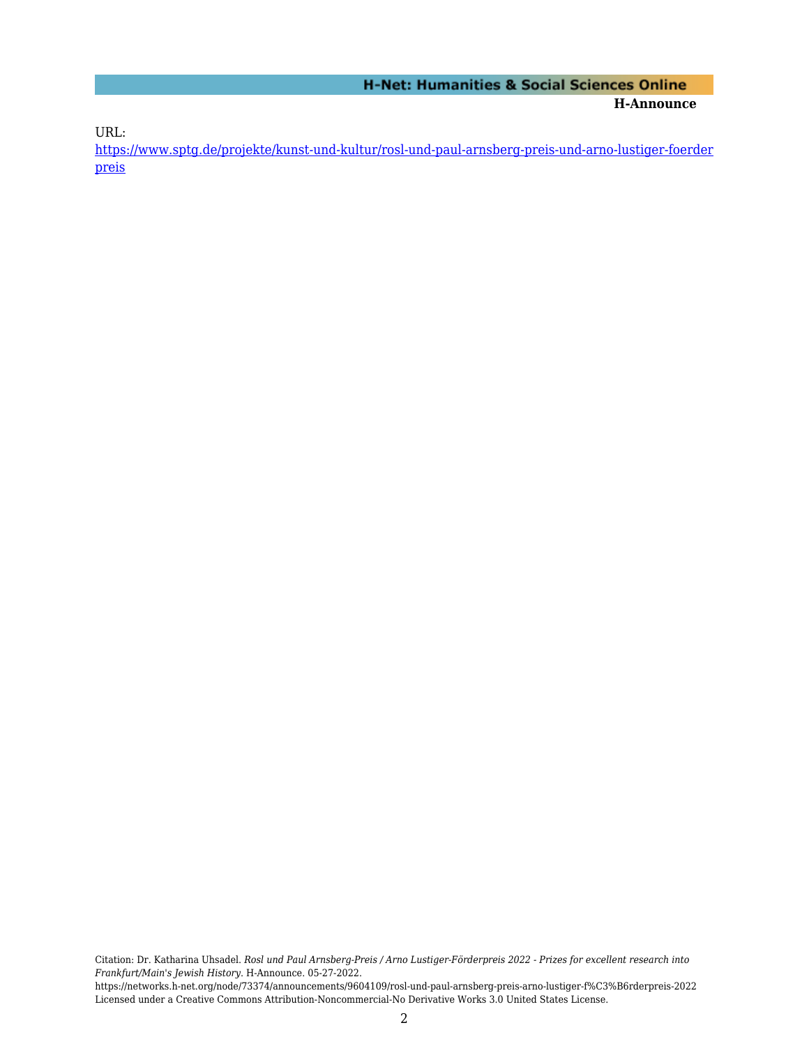URL:
[https://www.sptg.de/projekte/kunst-und-kultur/rosl-und-paul-arnsberg-preis-und-arno-lustiger-foerderpreis](https://www.sptg.de/projekte/kunst-und-kultur/rosl-und-paul-arnsberg-preis-und-arno-lustiger-foerderpreis)